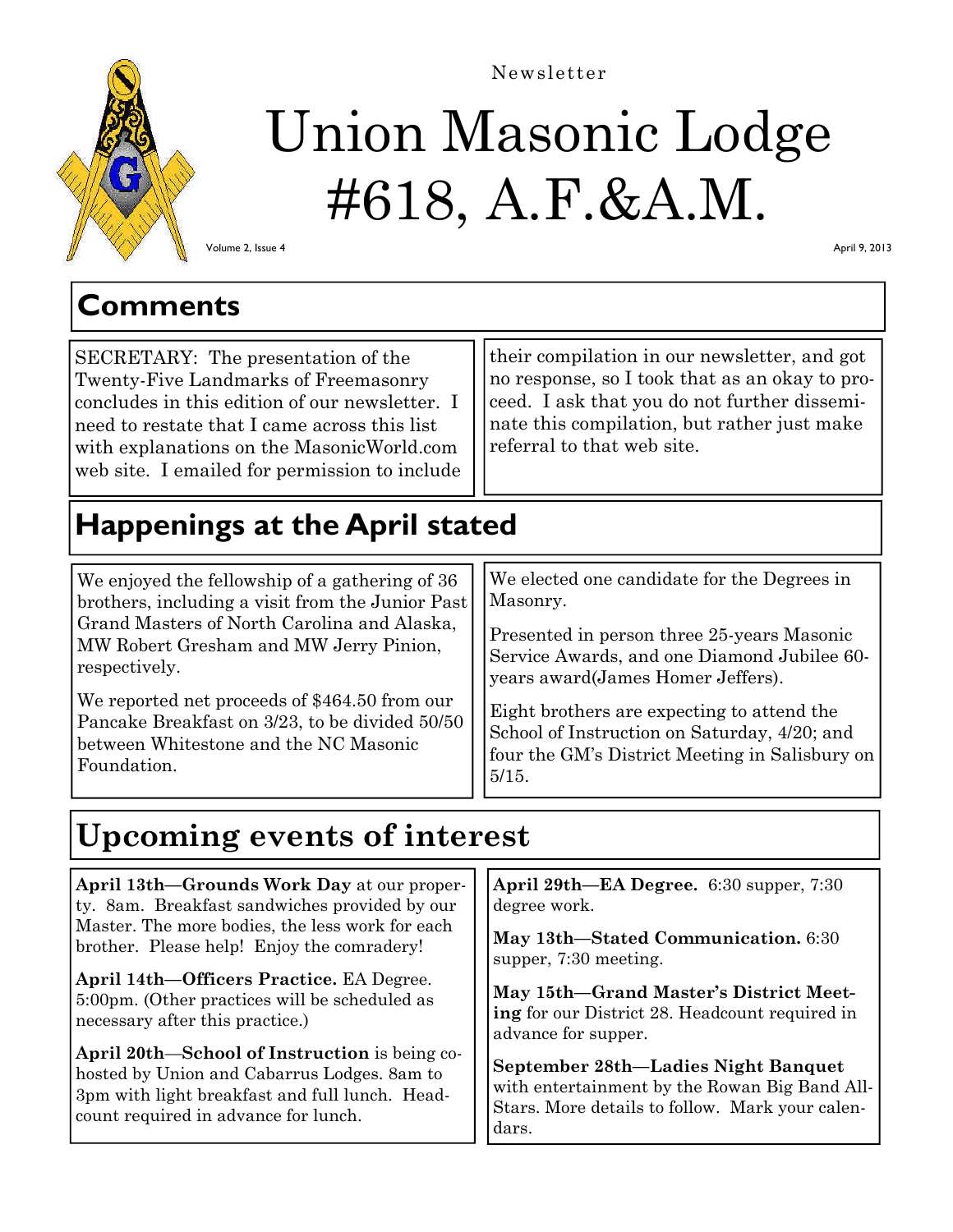Newsletter

# Union Masonic Lodge #618, A.F.&A.M.

Volume 2, Issue 4

April 9, 2013

## Comments

SECRETARY: The presentation of the Twenty-Five Landmarks of Freemasonry concludes in this edition of our newsletter. I need to restate that I came across this list with explanations on the MasonicWorld.com web site. I emailed for permission to include their compilation in our newsletter, and got no response, so I took that as an okay to proceed. I ask that you do not further disseminate this compilation, but rather just make referral to that web site.

## Happenings at the April stated

We enjoyed the fellowship of a gathering of 36 brothers, including a visit from the Junior Past Grand Masters of North Carolina and Alaska, MW Robert Gresham and MW Jerry Pinion, respectively.

We reported net proceeds of $464.50 from our Pancake Breakfast on 3/23, to be divided 50/50 between Whitestone and the NC Masonic Foundation.

We elected one candidate for the Degrees in Masonry.

Presented in person three 25-years Masonic Service Awards, and one Diamond Jubilee 60-years award(James Homer Jeffers).

Eight brothers are expecting to attend the School of Instruction on Saturday, 4/20; and four the GM's District Meeting in Salisbury on 5/15.

## Upcoming events of interest

**April 13th—Grounds Work Day** at our property. 8am. Breakfast sandwiches provided by our Master. The more bodies, the less work for each brother. Please help! Enjoy the comradery!

**April 14th—Officers Practice.** EA Degree. 5:00pm. (Other practices will be scheduled as necessary after this practice.)

**April 20th—School of Instruction** is being co-hosted by Union and Cabarrus Lodges. 8am to 3pm with light breakfast and full lunch. Headcount required in advance for lunch.

**April 29th—EA Degree.** 6:30 supper, 7:30 degree work.

**May 13th—Stated Communication.** 6:30 supper, 7:30 meeting.

**May 15th—Grand Master's District Meeting** for our District 28. Headcount required in advance for supper.

**September 28th—Ladies Night Banquet** with entertainment by the Rowan Big Band All-Stars. More details to follow. Mark your calendars.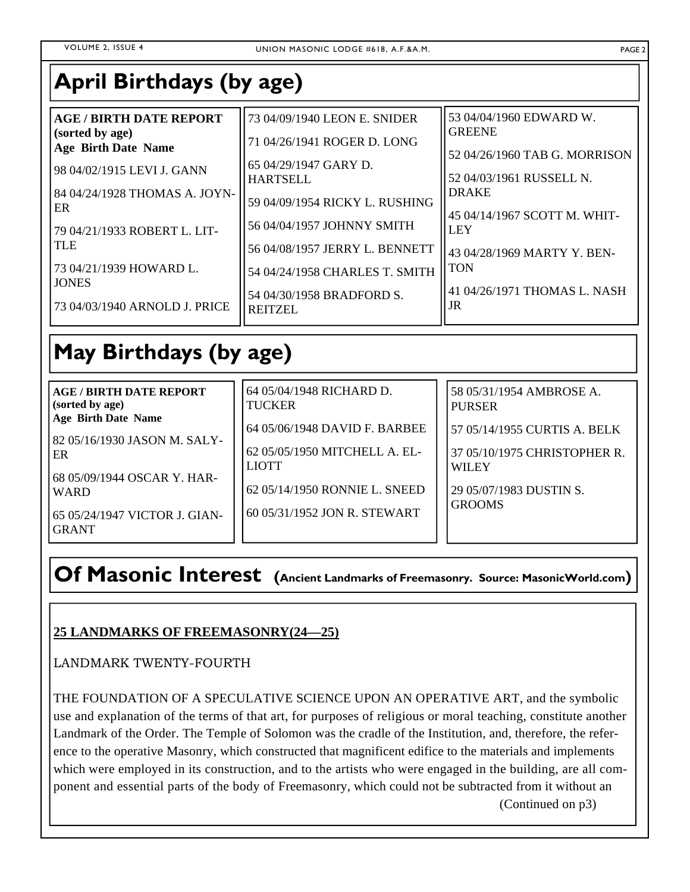## April Birthdays (by age)

**AGE / BIRTH DATE REPORT (sorted by age)**
**Age Birth Date Name**

98 04/02/1915 LEVI J. GANN

84 04/24/1928 THOMAS A. JOYNER

79 04/21/1933 ROBERT L. LITTLE

73 04/21/1939 HOWARD L. JONES

73 04/03/1940 ARNOLD J. PRICE

73 04/09/1940 LEON E. SNIDER

71 04/26/1941 ROGER D. LONG

65 04/29/1947 GARY D. HARTSELL

59 04/09/1954 RICKY L. RUSHING

56 04/04/1957 JOHNNY SMITH

56 04/08/1957 JERRY L. BENNETT

54 04/24/1958 CHARLES T. SMITH

54 04/30/1958 BRADFORD S. REITZEL

53 04/04/1960 EDWARD W. GREENE

52 04/26/1960 TAB G. MORRISON

52 04/03/1961 RUSSELL N. DRAKE

45 04/14/1967 SCOTT M. WHITLEY

43 04/28/1969 MARTY Y. BENTON

41 04/26/1971 THOMAS L. NASH JR

## May Birthdays (by age)

**AGE / BIRTH DATE REPORT (sorted by age)**
**Age Birth Date Name**

82 05/16/1930 JASON M. SALYER

68 05/09/1944 OSCAR Y. HARWARD

65 05/24/1947 VICTOR J. GIANGRANT

64 05/04/1948 RICHARD D. TUCKER

64 05/06/1948 DAVID F. BARBEE

62 05/05/1950 MITCHELL A. ELLIOTT

62 05/14/1950 RONNIE L. SNEED

60 05/31/1952 JON R. STEWART

58 05/31/1954 AMBROSE A. PURSER

57 05/14/1955 CURTIS A. BELK

37 05/10/1975 CHRISTOPHER R. WILEY

29 05/07/1983 DUSTIN S. GROOMS

## Of Masonic Interest (Ancient Landmarks of Freemasonry. Source: MasonicWorld.com)

**25 LANDMARKS OF FREEMASONRY(24—25)**

LANDMARK TWENTY-FOURTH

THE FOUNDATION OF A SPECULATIVE SCIENCE UPON AN OPERATIVE ART, and the symbolic use and explanation of the terms of that art, for purposes of religious or moral teaching, constitute another Landmark of the Order. The Temple of Solomon was the cradle of the Institution, and, therefore, the reference to the operative Masonry, which constructed that magnificent edifice to the materials and implements which were employed in its construction, and to the artists who were engaged in the building, are all component and essential parts of the body of Freemasonry, which could not be subtracted from it without an

(Continued on p3)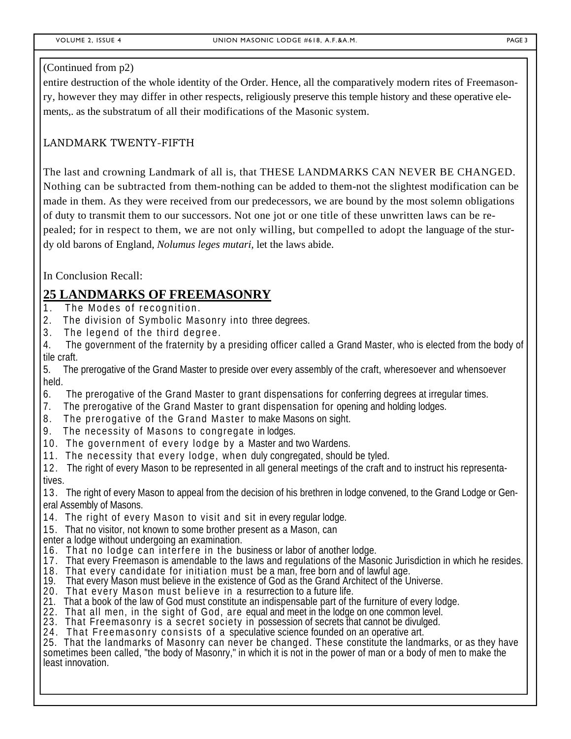(Continued from p2)

entire destruction of the whole identity of the Order. Hence, all the comparatively modern rites of Freemasonry, however they may differ in other respects, religiously preserve this temple history and these operative elements,. as the substratum of all their modifications of the Masonic system.

LANDMARK TWENTY-FIFTH

The last and crowning Landmark of all is, that THESE LANDMARKS CAN NEVER BE CHANGED. Nothing can be subtracted from them-nothing can be added to them-not the slightest modification can be made in them. As they were received from our predecessors, we are bound by the most solemn obligations of duty to transmit them to our successors. Not one jot or one title of these unwritten laws can be repealed; for in respect to them, we are not only willing, but compelled to adopt the language of the sturdy old barons of England, *Nolumus leges mutari,* let the laws abide.

In Conclusion Recall:

## 25 LANDMARKS OF FREEMASONRY

1. The Modes of recognition.
2. The division of Symbolic Masonry into three degrees.
3. The legend of the third degree.
4. The government of the fraternity by a presiding officer called a Grand Master, who is elected from the body of tile craft.
5. The prerogative of the Grand Master to preside over every assembly of the craft, wheresoever and whensoever held.
6. The prerogative of the Grand Master to grant dispensations for conferring degrees at irregular times.
7. The prerogative of the Grand Master to grant dispensation for opening and holding lodges.
8. The prerogative of the Grand Master to make Masons on sight.
9. The necessity of Masons to congregate in lodges.
10. The government of every lodge by a Master and two Wardens.
11. The necessity that every lodge, when duly congregated, should be tyled.
12. The right of every Mason to be represented in all general meetings of the craft and to instruct his representatives.
13. The right of every Mason to appeal from the decision of his brethren in lodge convened, to the Grand Lodge or General Assembly of Masons.
14. The right of every Mason to visit and sit in every regular lodge.
15. That no visitor, not known to some brother present as a Mason, can enter a lodge without undergoing an examination.
16. That no lodge can interfere in the business or labor of another lodge.
17. That every Freemason is amendable to the laws and regulations of the Masonic Jurisdiction in which he resides.
18. That every candidate for initiation must be a man, free born and of lawful age.
19. That every Mason must believe in the existence of God as the Grand Architect of the Universe.
20. That every Mason must believe in a resurrection to a future life.
21. That a book of the law of God must constitute an indispensable part of the furniture of every lodge.
22. That all men, in the sight of God, are equal and meet in the lodge on one common level.
23. That Freemasonry is a secret society in possession of secrets that cannot be divulged.
24. That Freemasonry consists of a speculative science founded on an operative art.
25. That the landmarks of Masonry can never be changed. These constitute the landmarks, or as they have sometimes been called, "the body of Masonry," in which it is not in the power of man or a body of men to make the least innovation.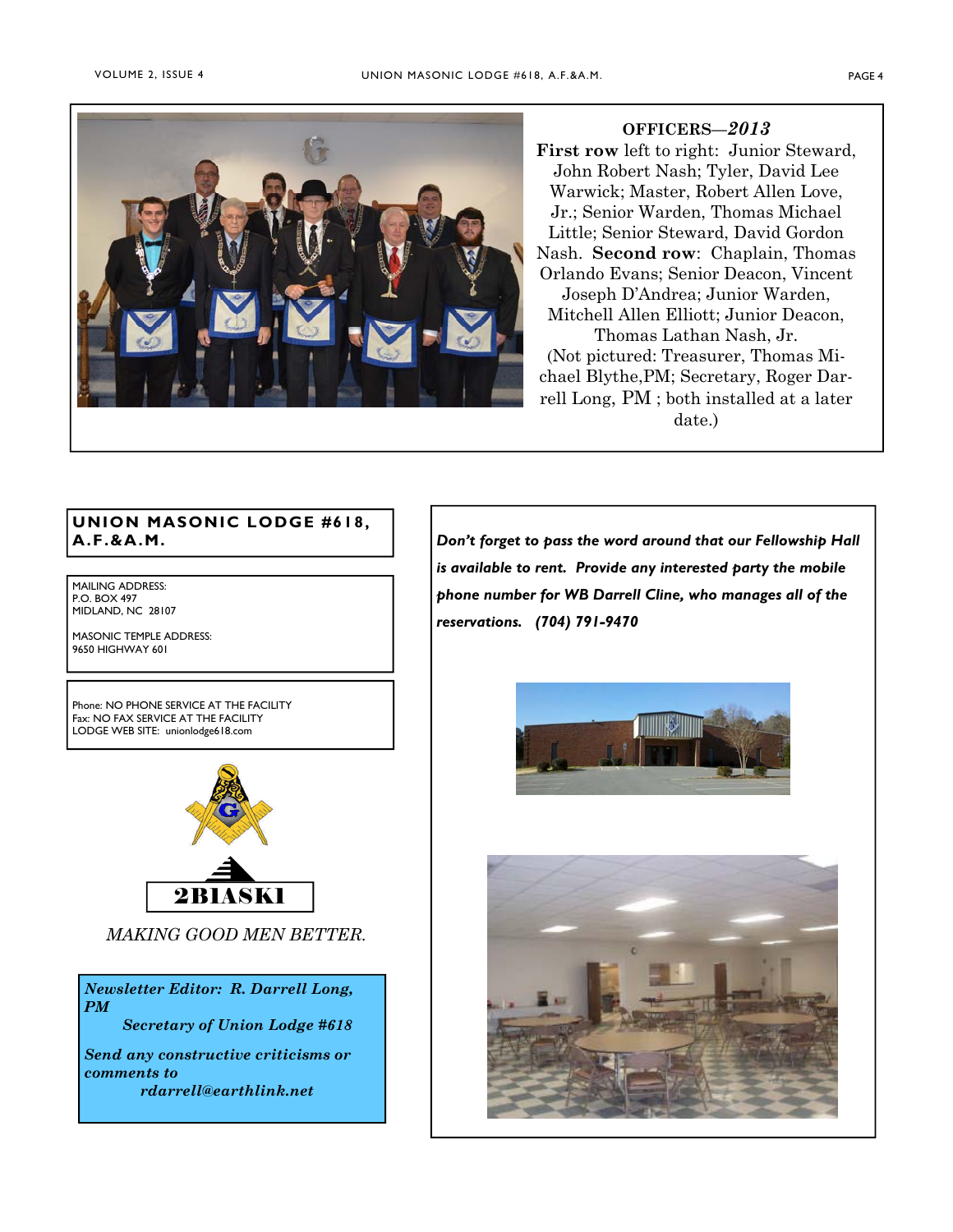**OFFICERS—*2013***

**First row** left to right: Junior Steward, John Robert Nash; Tyler, David Lee Warwick; Master, Robert Allen Love, Jr.; Senior Warden, Thomas Michael Little; Senior Steward, David Gordon Nash. **Second row**: Chaplain, Thomas Orlando Evans; Senior Deacon, Vincent Joseph D'Andrea; Junior Warden, Mitchell Allen Elliott; Junior Deacon, Thomas Lathan Nash, Jr.
(Not pictured: Treasurer, Thomas Michael Blythe,PM; Secretary, Roger Darrell Long, PM ; both installed at a later date.)

## UNION MASONIC LODGE #618, A.F.&A.M.

MAILING ADDRESS:
P.O. BOX 497
MIDLAND, NC 28107

MASONIC TEMPLE ADDRESS:
9650 HIGHWAY 601

Phone: NO PHONE SERVICE AT THE FACILITY
Fax: NO FAX SERVICE AT THE FACILITY
LODGE WEB SITE: unionlodge618.com

2B1ASK1

*MAKING GOOD MEN BETTER.*

***Newsletter Editor: R. Darrell Long, PM***
***Secretary of Union Lodge #618***

***Send any constructive criticisms or comments to***
***rdarrell@earthlink.net***

***Don't forget to pass the word around that our Fellowship Hall is available to rent. Provide any interested party the mobile phone number for WB Darrell Cline, who manages all of the reservations. (704) 791-9470***